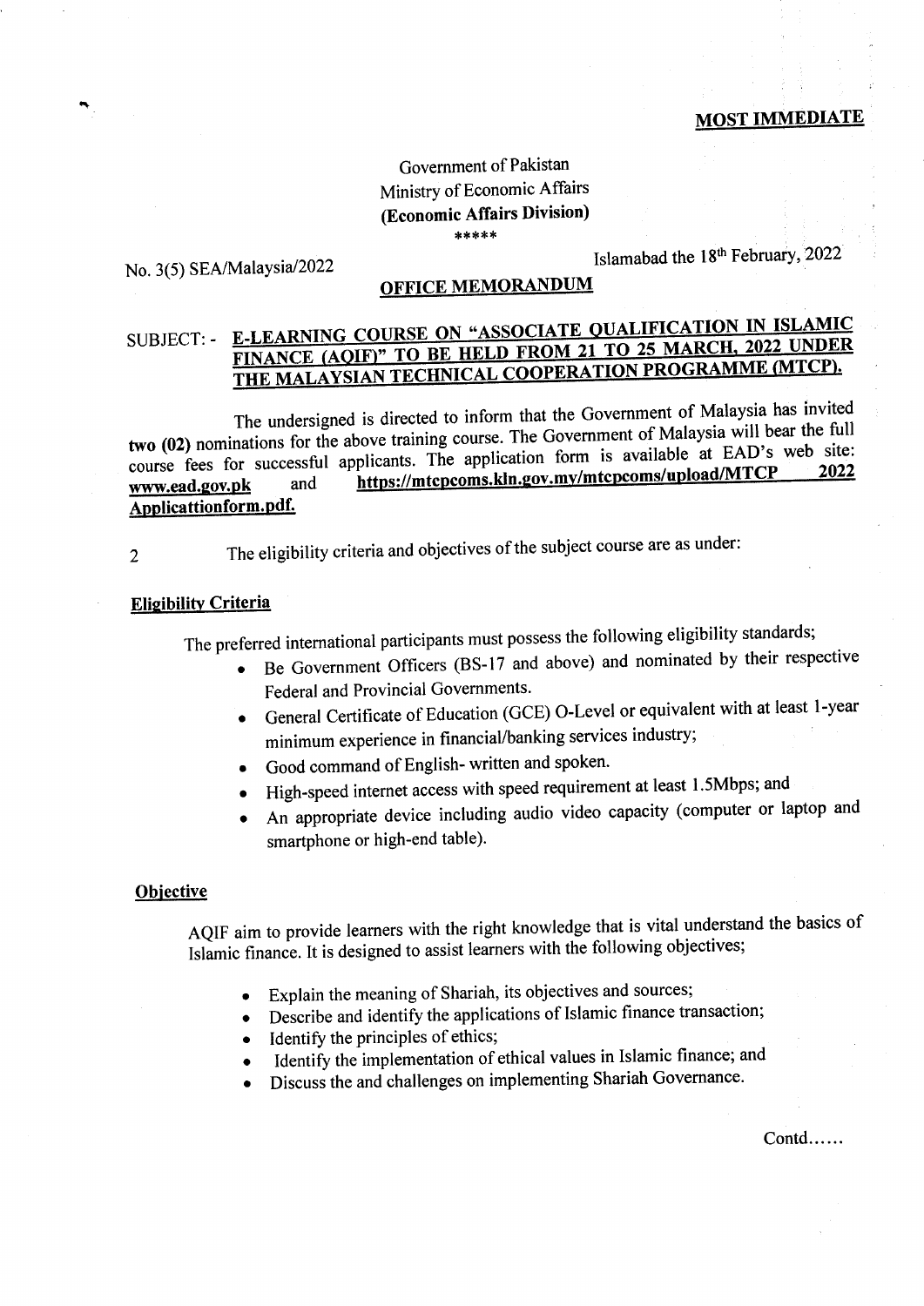**MOST IMMEDIATE**

Government of Pakistan
Ministry of Economic Affairs
**(Economic Affairs Division)**
\*\*\*\*\*

No. 3(5) SEA/Malaysia/2022

Islamabad the 18th February, 2022

**OFFICE MEMORANDUM**

SUBJECT: - **E-LEARNING COURSE ON "ASSOCIATE QUALIFICATION IN ISLAMIC FINANCE (AQIF)" TO BE HELD FROM 21 TO 25 MARCH, 2022 UNDER THE MALAYSIAN TECHNICAL COOPERATION PROGRAMME (MTCP).**

The undersigned is directed to inform that the Government of Malaysia has invited **two (02)** nominations for the above training course. The Government of Malaysia will bear the full course fees for successful applicants. The application form is available at EAD's web site: **www.ead.gov.pk** and **https://mtcpcoms.kln.gov.my/mtcpcoms/upload/MTCP 2022 Applicattionform.pdf.**

2 The eligibility criteria and objectives of the subject course are as under:

**Eligibility Criteria**

The preferred international participants must possess the following eligibility standards;

- Be Government Officers (BS-17 and above) and nominated by their respective Federal and Provincial Governments.
- General Certificate of Education (GCE) O-Level or equivalent with at least 1-year minimum experience in financial/banking services industry;
- Good command of English- written and spoken.
- High-speed internet access with speed requirement at least 1.5Mbps; and
- An appropriate device including audio video capacity (computer or laptop and smartphone or high-end table).

**Objective**

AQIF aim to provide learners with the right knowledge that is vital understand the basics of Islamic finance. It is designed to assist learners with the following objectives;

- Explain the meaning of Shariah, its objectives and sources;
- Describe and identify the applications of Islamic finance transaction;
- Identify the principles of ethics;
- Identify the implementation of ethical values in Islamic finance; and
- Discuss the and challenges on implementing Shariah Governance.

Contd……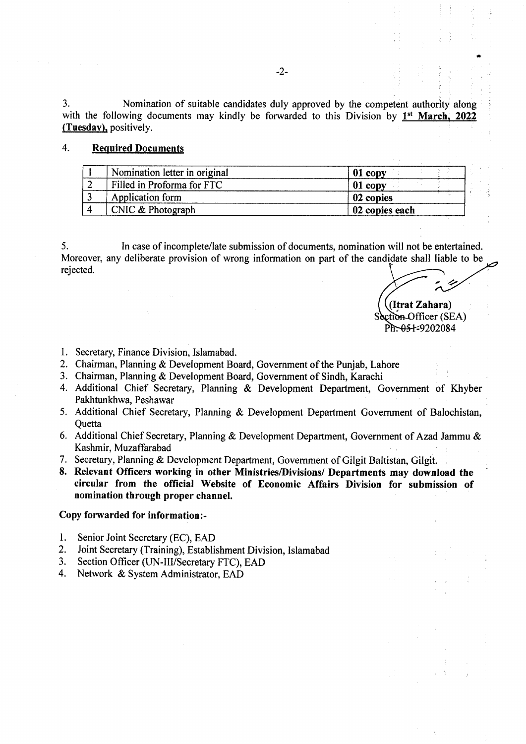3. Nomination of suitable candidates duly approved by the competent authority along with the following documents may kindly be forwarded to this Division by **1st March, 2022 (Tuesday),** positively.

4. **Required Documents**

| | | |
|---|---|---|
| 1 | Nomination letter in original | **01 copy** |
| 2 | Filled in Proforma for FTC | **01 copy** |
| 3 | Application form | **02 copies** |
| 4 | CNIC & Photograph | **02 copies each** |

5. In case of incomplete/late submission of documents, nomination will not be entertained. Moreover, any deliberate provision of wrong information on part of the candidate shall liable to be rejected.

**(Itrat Zahara)**
Section Officer (SEA)
Ph: 051-9202084

1. Secretary, Finance Division, Islamabad.
2. Chairman, Planning & Development Board, Government of the Punjab, Lahore
3. Chairman, Planning & Development Board, Government of Sindh, Karachi
4. Additional Chief Secretary, Planning & Development Department, Government of Khyber Pakhtunkhwa, Peshawar
5. Additional Chief Secretary, Planning & Development Department Government of Balochistan, Quetta
6. Additional Chief Secretary, Planning & Development Department, Government of Azad Jammu & Kashmir, Muzaffarabad
7. Secretary, Planning & Development Department, Government of Gilgit Baltistan, Gilgit.
8. **Relevant Officers working in other Ministries/Divisions/ Departments may download the circular from the official Website of Economic Affairs Division for submission of nomination through proper channel.**

**Copy forwarded for information:-**

1. Senior Joint Secretary (EC), EAD
2. Joint Secretary (Training), Establishment Division, Islamabad
3. Section Officer (UN-III/Secretary FTC), EAD
4. Network & System Administrator, EAD